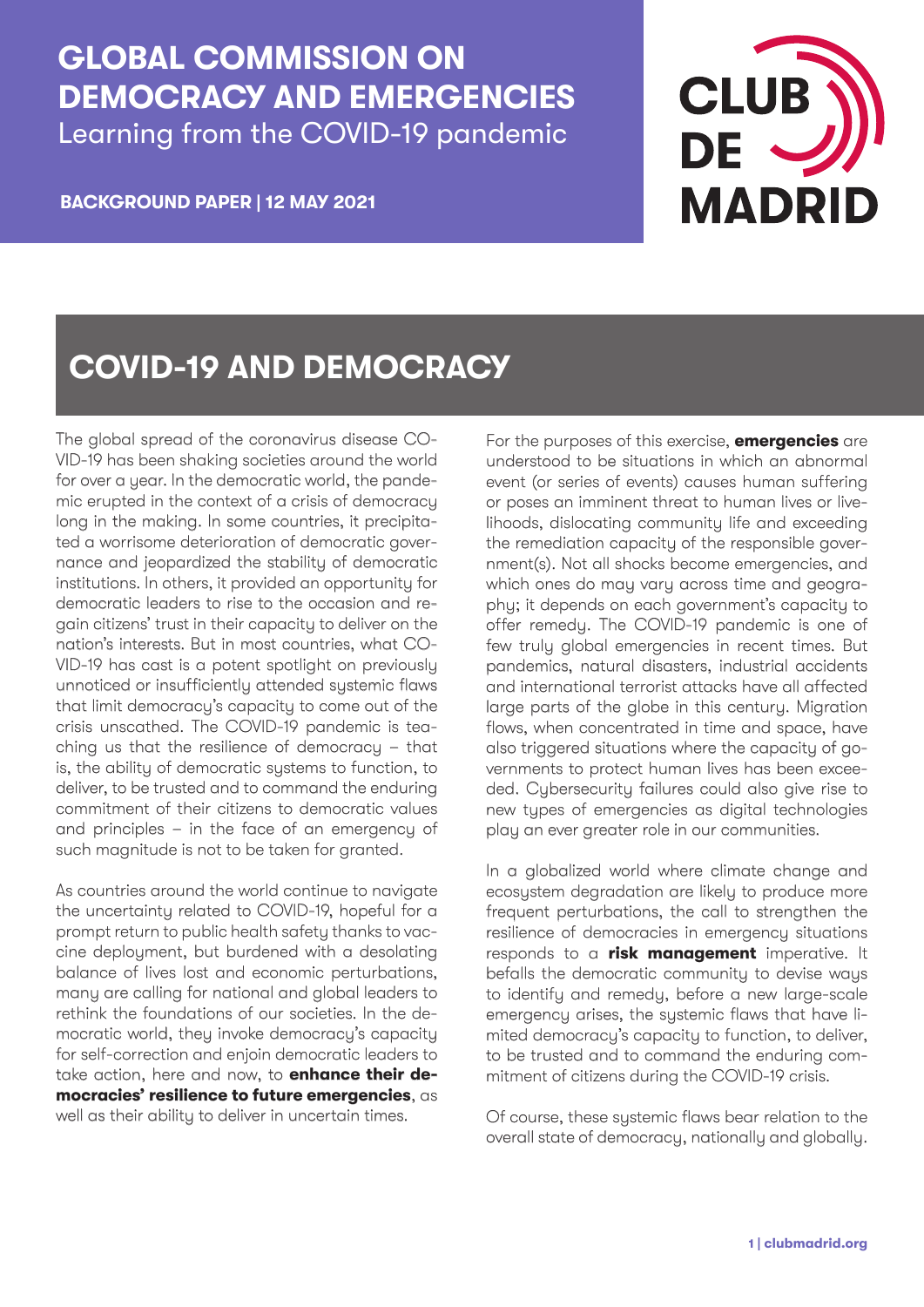# GLOBAL COMMISSION ON DEMOCRACY AND EMERGENCIES

Learning from the COVID-19 pandemic

**BACKGROUND PAPER | 12 MAY 2021**

CLUB DE MADRID

## COVID-19 AND DEMOCRACY

The global spread of the coronavirus disease COVID-19 has been shaking societies around the world for over a year. In the democratic world, the pandemic erupted in the context of a crisis of democracy long in the making. In some countries, it precipitated a worrisome deterioration of democratic governance and jeopardized the stability of democratic institutions. In others, it provided an opportunity for democratic leaders to rise to the occasion and regain citizens' trust in their capacity to deliver on the nation's interests. But in most countries, what COVID-19 has cast is a potent spotlight on previously unnoticed or insufficiently attended systemic flaws that limit democracy's capacity to come out of the crisis unscathed. The COVID-19 pandemic is teaching us that the resilience of democracy – that is, the ability of democratic systems to function, to deliver, to be trusted and to command the enduring commitment of their citizens to democratic values and principles – in the face of an emergency of such magnitude is not to be taken for granted.

As countries around the world continue to navigate the uncertainty related to COVID-19, hopeful for a prompt return to public health safety thanks to vaccine deployment, but burdened with a desolating balance of lives lost and economic perturbations, many are calling for national and global leaders to rethink the foundations of our societies. In the democratic world, they invoke democracy's capacity for self-correction and enjoin democratic leaders to take action, here and now, to **enhance their democracies' resilience to future emergencies**, as well as their ability to deliver in uncertain times.

For the purposes of this exercise, **emergencies** are understood to be situations in which an abnormal event (or series of events) causes human suffering or poses an imminent threat to human lives or livelihoods, dislocating community life and exceeding the remediation capacity of the responsible government(s). Not all shocks become emergencies, and which ones do may vary across time and geography; it depends on each government's capacity to offer remedy. The COVID-19 pandemic is one of few truly global emergencies in recent times. But pandemics, natural disasters, industrial accidents and international terrorist attacks have all affected large parts of the globe in this century. Migration flows, when concentrated in time and space, have also triggered situations where the capacity of governments to protect human lives has been exceeded. Cybersecurity failures could also give rise to new types of emergencies as digital technologies play an ever greater role in our communities.

In a globalized world where climate change and ecosystem degradation are likely to produce more frequent perturbations, the call to strengthen the resilience of democracies in emergency situations responds to a **risk management** imperative. It befalls the democratic community to devise ways to identify and remedy, before a new large-scale emergency arises, the systemic flaws that have limited democracy's capacity to function, to deliver, to be trusted and to command the enduring commitment of citizens during the COVID-19 crisis.

Of course, these systemic flaws bear relation to the overall state of democracy, nationally and globally.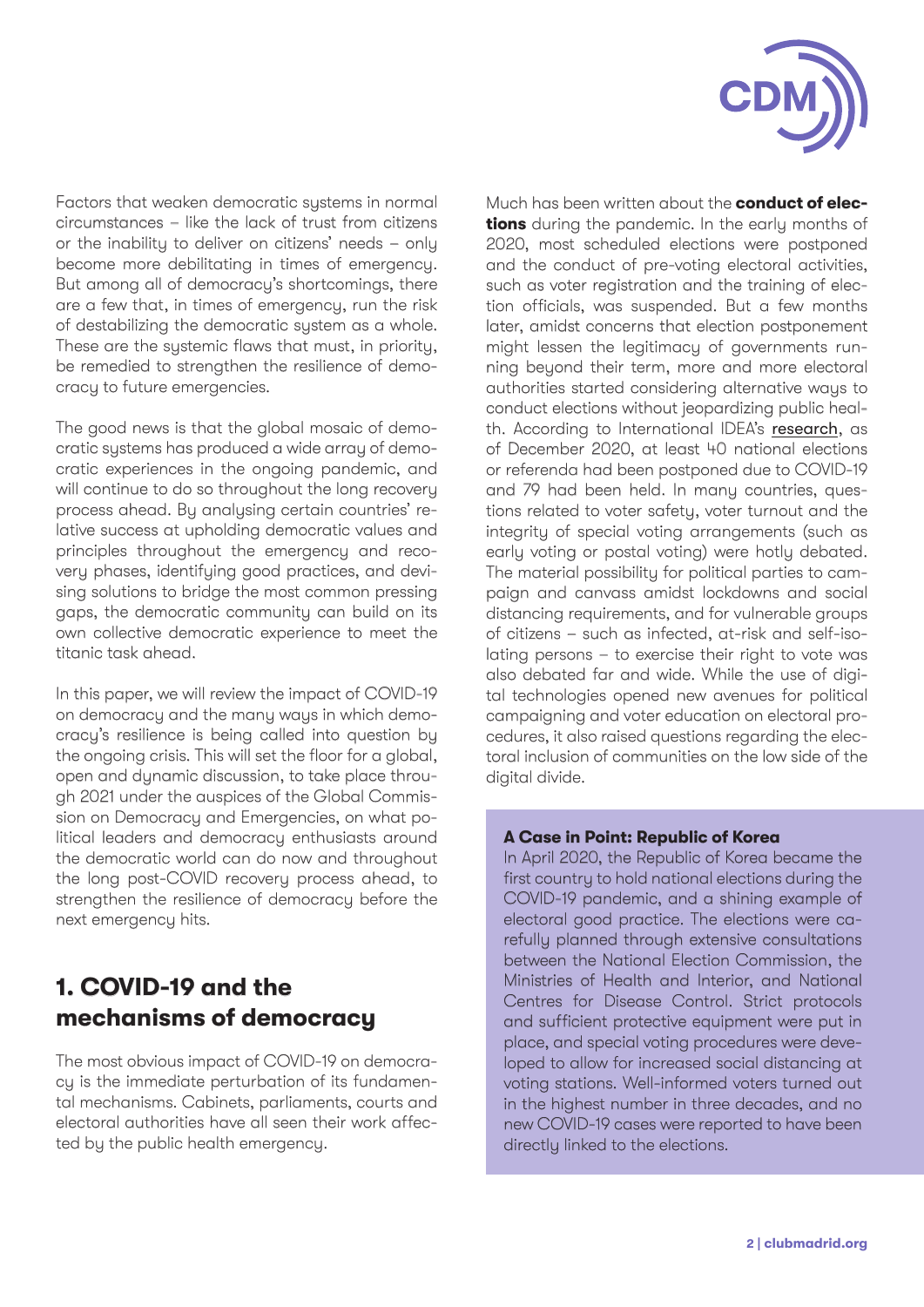Factors that weaken democratic systems in normal circumstances – like the lack of trust from citizens or the inability to deliver on citizens' needs – only become more debilitating in times of emergency. But among all of democracy's shortcomings, there are a few that, in times of emergency, run the risk of destabilizing the democratic system as a whole. These are the systemic flaws that must, in priority, be remedied to strengthen the resilience of democracy to future emergencies.

The good news is that the global mosaic of democratic systems has produced a wide array of democratic experiences in the ongoing pandemic, and will continue to do so throughout the long recovery process ahead. By analysing certain countries' relative success at upholding democratic values and principles throughout the emergency and recovery phases, identifying good practices, and devising solutions to bridge the most common pressing gaps, the democratic community can build on its own collective democratic experience to meet the titanic task ahead.

In this paper, we will review the impact of COVID-19 on democracy and the many ways in which democracy's resilience is being called into question by the ongoing crisis. This will set the floor for a global, open and dynamic discussion, to take place through 2021 under the auspices of the Global Commission on Democracy and Emergencies, on what political leaders and democracy enthusiasts around the democratic world can do now and throughout the long post-COVID recovery process ahead, to strengthen the resilience of democracy before the next emergency hits.

## 1. COVID-19 and the mechanisms of democracy

The most obvious impact of COVID-19 on democracy is the immediate perturbation of its fundamental mechanisms. Cabinets, parliaments, courts and electoral authorities have all seen their work affected by the public health emergency.

Much has been written about the **conduct of elections** during the pandemic. In the early months of 2020, most scheduled elections were postponed and the conduct of pre-voting electoral activities, such as voter registration and the training of election officials, was suspended. But a few months later, amidst concerns that election postponement might lessen the legitimacy of governments running beyond their term, more and more electoral authorities started considering alternative ways to conduct elections without jeopardizing public health. According to International IDEA's research, as of December 2020, at least 40 national elections or referenda had been postponed due to COVID-19 and 79 had been held. In many countries, questions related to voter safety, voter turnout and the integrity of special voting arrangements (such as early voting or postal voting) were hotly debated. The material possibility for political parties to campaign and canvass amidst lockdowns and social distancing requirements, and for vulnerable groups of citizens – such as infected, at-risk and self-isolating persons – to exercise their right to vote was also debated far and wide. While the use of digital technologies opened new avenues for political campaigning and voter education on electoral procedures, it also raised questions regarding the electoral inclusion of communities on the low side of the digital divide.

**A Case in Point: Republic of Korea**

In April 2020, the Republic of Korea became the first country to hold national elections during the COVID-19 pandemic, and a shining example of electoral good practice. The elections were carefully planned through extensive consultations between the National Election Commission, the Ministries of Health and Interior, and National Centres for Disease Control. Strict protocols and sufficient protective equipment were put in place, and special voting procedures were developed to allow for increased social distancing at voting stations. Well-informed voters turned out in the highest number in three decades, and no new COVID-19 cases were reported to have been directly linked to the elections.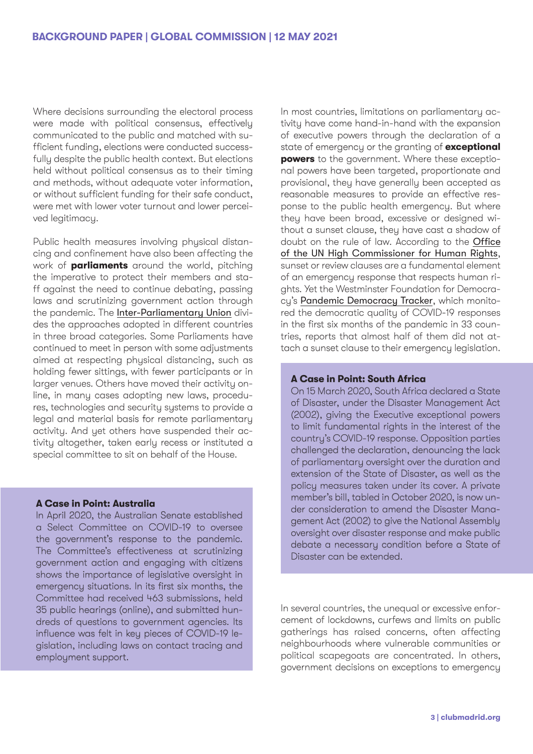Where decisions surrounding the electoral process were made with political consensus, effectively communicated to the public and matched with sufficient funding, elections were conducted successfully despite the public health context. But elections held without political consensus as to their timing and methods, without adequate voter information, or without sufficient funding for their safe conduct, were met with lower voter turnout and lower perceived legitimacy.

Public health measures involving physical distancing and confinement have also been affecting the work of **parliaments** around the world, pitching the imperative to protect their members and staff against the need to continue debating, passing laws and scrutinizing government action through the pandemic. The Inter-Parliamentary Union divides the approaches adopted in different countries in three broad categories. Some Parliaments have continued to meet in person with some adjustments aimed at respecting physical distancing, such as holding fewer sittings, with fewer participants or in larger venues. Others have moved their activity online, in many cases adopting new laws, procedures, technologies and security systems to provide a legal and material basis for remote parliamentary activity. And yet others have suspended their activity altogether, taken early recess or instituted a special committee to sit on behalf of the House.

**A Case in Point: Australia**

In April 2020, the Australian Senate established a Select Committee on COVID-19 to oversee the government's response to the pandemic. The Committee's effectiveness at scrutinizing government action and engaging with citizens shows the importance of legislative oversight in emergency situations. In its first six months, the Committee had received 463 submissions, held 35 public hearings (online), and submitted hundreds of questions to government agencies. Its influence was felt in key pieces of COVID-19 legislation, including laws on contact tracing and employment support.

In most countries, limitations on parliamentary activity have come hand-in-hand with the expansion of executive powers through the declaration of a state of emergency or the granting of **exceptional powers** to the government. Where these exceptional powers have been targeted, proportionate and provisional, they have generally been accepted as reasonable measures to provide an effective response to the public health emergency. But where they have been broad, excessive or designed without a sunset clause, they have cast a shadow of doubt on the rule of law. According to the Office of the UN High Commissioner for Human Rights, sunset or review clauses are a fundamental element of an emergency response that respects human rights. Yet the Westminster Foundation for Democracy's Pandemic Democracy Tracker, which monitored the democratic quality of COVID-19 responses in the first six months of the pandemic in 33 countries, reports that almost half of them did not attach a sunset clause to their emergency legislation.

**A Case in Point: South Africa**

On 15 March 2020, South Africa declared a State of Disaster, under the Disaster Management Act (2002), giving the Executive exceptional powers to limit fundamental rights in the interest of the country's COVID-19 response. Opposition parties challenged the declaration, denouncing the lack of parliamentary oversight over the duration and extension of the State of Disaster, as well as the policy measures taken under its cover. A private member's bill, tabled in October 2020, is now under consideration to amend the Disaster Management Act (2002) to give the National Assembly oversight over disaster response and make public debate a necessary condition before a State of Disaster can be extended.

In several countries, the unequal or excessive enforcement of lockdowns, curfews and limits on public gatherings has raised concerns, often affecting neighbourhoods where vulnerable communities or political scapegoats are concentrated. In others, government decisions on exceptions to emergency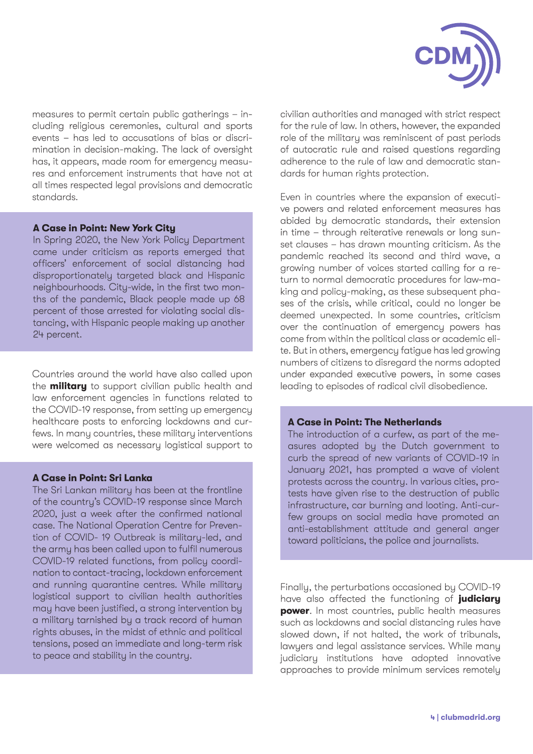measures to permit certain public gatherings – including religious ceremonies, cultural and sports events – has led to accusations of bias or discrimination in decision-making. The lack of oversight has, it appears, made room for emergency measures and enforcement instruments that have not at all times respected legal provisions and democratic standards.

### A Case in Point: New York City

In Spring 2020, the New York Policy Department came under criticism as reports emerged that officers' enforcement of social distancing had disproportionately targeted black and Hispanic neighbourhoods. City-wide, in the first two months of the pandemic, Black people made up 68 percent of those arrested for violating social distancing, with Hispanic people making up another 24 percent.

Countries around the world have also called upon the **military** to support civilian public health and law enforcement agencies in functions related to the COVID-19 response, from setting up emergency healthcare posts to enforcing lockdowns and curfews. In many countries, these military interventions were welcomed as necessary logistical support to civilian authorities and managed with strict respect for the rule of law. In others, however, the expanded role of the military was reminiscent of past periods of autocratic rule and raised questions regarding adherence to the rule of law and democratic standards for human rights protection.

### A Case in Point: Sri Lanka

The Sri Lankan military has been at the frontline of the country's COVID-19 response since March 2020, just a week after the confirmed national case. The National Operation Centre for Prevention of COVID- 19 Outbreak is military-led, and the army has been called upon to fulfil numerous COVID-19 related functions, from policy coordination to contact-tracing, lockdown enforcement and running quarantine centres. While military logistical support to civilian health authorities may have been justified, a strong intervention by a military tarnished by a track record of human rights abuses, in the midst of ethnic and political tensions, posed an immediate and long-term risk to peace and stability in the country.

Even in countries where the expansion of executive powers and related enforcement measures has abided by democratic standards, their extension in time – through reiterative renewals or long sunset clauses – has drawn mounting criticism. As the pandemic reached its second and third wave, a growing number of voices started calling for a return to normal democratic procedures for law-making and policy-making, as these subsequent phases of the crisis, while critical, could no longer be deemed unexpected. In some countries, criticism over the continuation of emergency powers has come from within the political class or academic elite. But in others, emergency fatigue has led growing numbers of citizens to disregard the norms adopted under expanded executive powers, in some cases leading to episodes of radical civil disobedience.

### A Case in Point: The Netherlands

The introduction of a curfew, as part of the measures adopted by the Dutch government to curb the spread of new variants of COVID-19 in January 2021, has prompted a wave of violent protests across the country. In various cities, protests have given rise to the destruction of public infrastructure, car burning and looting. Anti-curfew groups on social media have promoted an anti-establishment attitude and general anger toward politicians, the police and journalists.

Finally, the perturbations occasioned by COVID-19 have also affected the functioning of **judiciary power**. In most countries, public health measures such as lockdowns and social distancing rules have slowed down, if not halted, the work of tribunals, lawyers and legal assistance services. While many judiciary institutions have adopted innovative approaches to provide minimum services remotely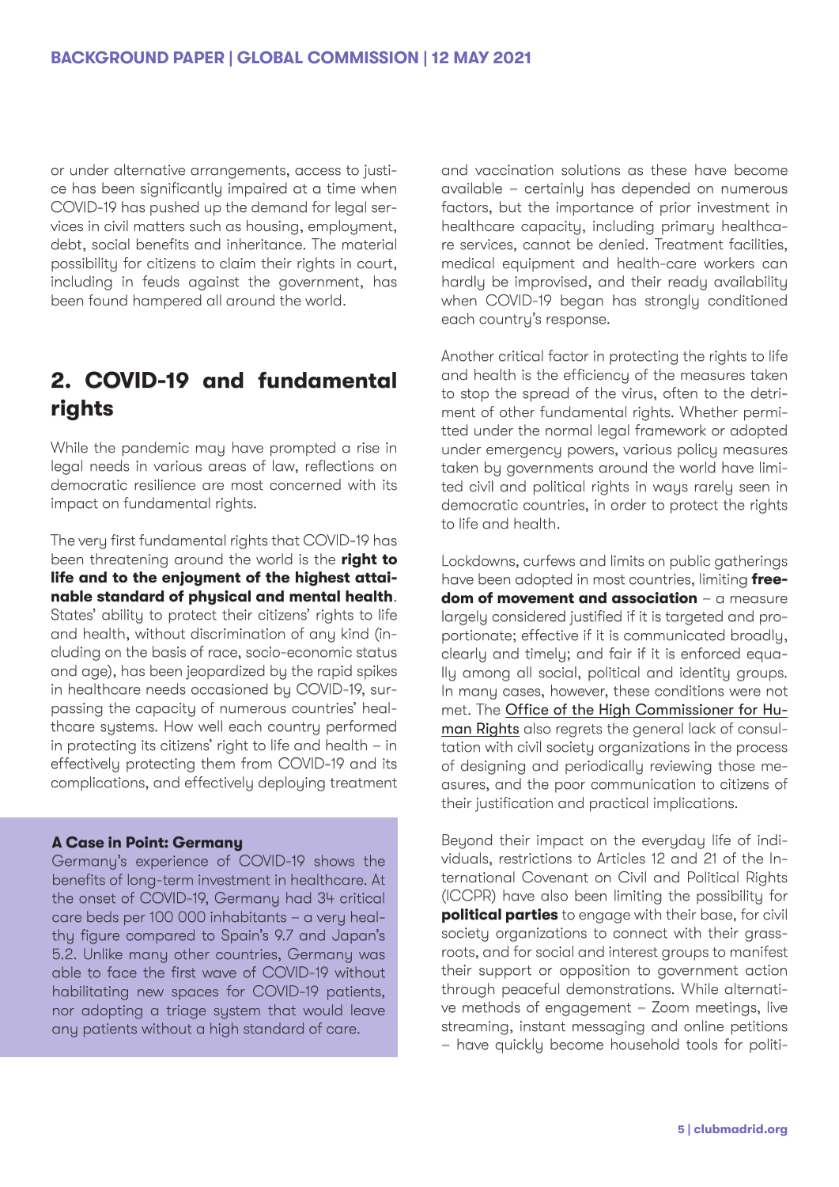or under alternative arrangements, access to justice has been significantly impaired at a time when COVID-19 has pushed up the demand for legal services in civil matters such as housing, employment, debt, social benefits and inheritance. The material possibility for citizens to claim their rights in court, including in feuds against the government, has been found hampered all around the world.

## 2. COVID-19 and fundamental rights

While the pandemic may have prompted a rise in legal needs in various areas of law, reflections on democratic resilience are most concerned with its impact on fundamental rights.

The very first fundamental rights that COVID-19 has been threatening around the world is the **right to life and to the enjoyment of the highest attainable standard of physical and mental health**. States' ability to protect their citizens' rights to life and health, without discrimination of any kind (including on the basis of race, socio-economic status and age), has been jeopardized by the rapid spikes in healthcare needs occasioned by COVID-19, surpassing the capacity of numerous countries' healthcare systems. How well each country performed in protecting its citizens' right to life and health – in effectively protecting them from COVID-19 and its complications, and effectively deploying treatment and vaccination solutions as these have become available – certainly has depended on numerous factors, but the importance of prior investment in healthcare capacity, including primary healthcare services, cannot be denied. Treatment facilities, medical equipment and health-care workers can hardly be improvised, and their ready availability when COVID-19 began has strongly conditioned each country's response.

> **A Case in Point: Germany**
> Germany's experience of COVID-19 shows the benefits of long-term investment in healthcare. At the onset of COVID-19, Germany had 34 critical care beds per 100 000 inhabitants – a very healthy figure compared to Spain's 9.7 and Japan's 5.2. Unlike many other countries, Germany was able to face the first wave of COVID-19 without habilitating new spaces for COVID-19 patients, nor adopting a triage system that would leave any patients without a high standard of care.

Another critical factor in protecting the rights to life and health is the efficiency of the measures taken to stop the spread of the virus, often to the detriment of other fundamental rights. Whether permitted under the normal legal framework or adopted under emergency powers, various policy measures taken by governments around the world have limited civil and political rights in ways rarely seen in democratic countries, in order to protect the rights to life and health.

Lockdowns, curfews and limits on public gatherings have been adopted in most countries, limiting **freedom of movement and association** – a measure largely considered justified if it is targeted and proportionate; effective if it is communicated broadly, clearly and timely; and fair if it is enforced equally among all social, political and identity groups. In many cases, however, these conditions were not met. The Office of the High Commissioner for Human Rights also regrets the general lack of consultation with civil society organizations in the process of designing and periodically reviewing those measures, and the poor communication to citizens of their justification and practical implications.

Beyond their impact on the everyday life of individuals, restrictions to Articles 12 and 21 of the International Covenant on Civil and Political Rights (ICCPR) have also been limiting the possibility for **political parties** to engage with their base, for civil society organizations to connect with their grassroots, and for social and interest groups to manifest their support or opposition to government action through peaceful demonstrations. While alternative methods of engagement – Zoom meetings, live streaming, instant messaging and online petitions – have quickly become household tools for politi-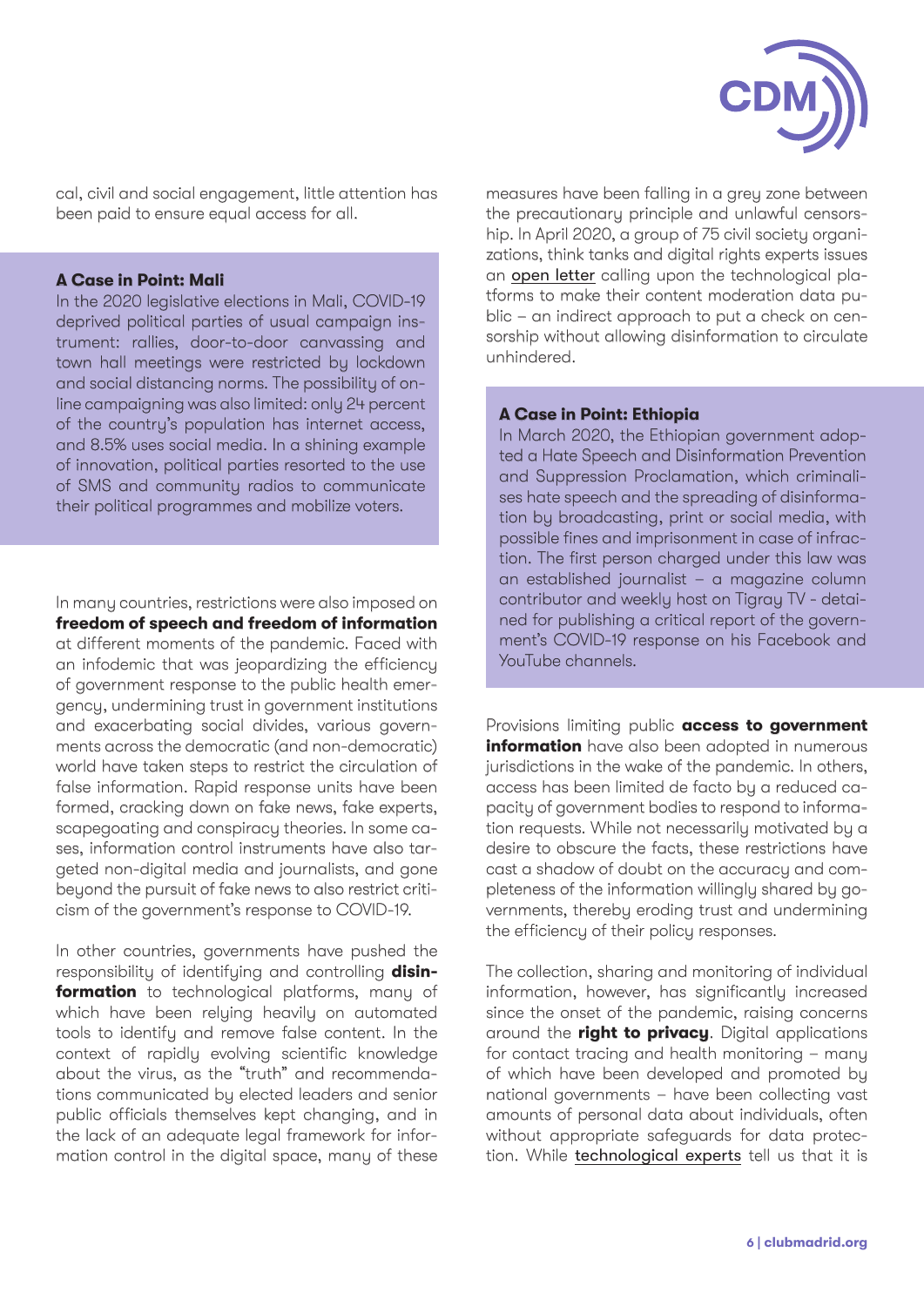cal, civil and social engagement, little attention has been paid to ensure equal access for all.

**A Case in Point: Mali**

In the 2020 legislative elections in Mali, COVID-19 deprived political parties of usual campaign instrument: rallies, door-to-door canvassing and town hall meetings were restricted by lockdown and social distancing norms. The possibility of online campaigning was also limited: only 24 percent of the country's population has internet access, and 8.5% uses social media. In a shining example of innovation, political parties resorted to the use of SMS and community radios to communicate their political programmes and mobilize voters.

In many countries, restrictions were also imposed on **freedom of speech and freedom of information** at different moments of the pandemic. Faced with an infodemic that was jeopardizing the efficiency of government response to the public health emergency, undermining trust in government institutions and exacerbating social divides, various governments across the democratic (and non-democratic) world have taken steps to restrict the circulation of false information. Rapid response units have been formed, cracking down on fake news, fake experts, scapegoating and conspiracy theories. In some cases, information control instruments have also targeted non-digital media and journalists, and gone beyond the pursuit of fake news to also restrict criticism of the government's response to COVID-19.

In other countries, governments have pushed the responsibility of identifying and controlling **disinformation** to technological platforms, many of which have been relying heavily on automated tools to identify and remove false content. In the context of rapidly evolving scientific knowledge about the virus, as the "truth" and recommendations communicated by elected leaders and senior public officials themselves kept changing, and in the lack of an adequate legal framework for information control in the digital space, many of these measures have been falling in a grey zone between the precautionary principle and unlawful censorship. In April 2020, a group of 75 civil society organizations, think tanks and digital rights experts issues an open letter calling upon the technological platforms to make their content moderation data public – an indirect approach to put a check on censorship without allowing disinformation to circulate unhindered.

**A Case in Point: Ethiopia**

In March 2020, the Ethiopian government adopted a Hate Speech and Disinformation Prevention and Suppression Proclamation, which criminalises hate speech and the spreading of disinformation by broadcasting, print or social media, with possible fines and imprisonment in case of infraction. The first person charged under this law was an established journalist – a magazine column contributor and weekly host on Tigray TV - detained for publishing a critical report of the government's COVID-19 response on his Facebook and YouTube channels.

Provisions limiting public **access to government information** have also been adopted in numerous jurisdictions in the wake of the pandemic. In others, access has been limited de facto by a reduced capacity of government bodies to respond to information requests. While not necessarily motivated by a desire to obscure the facts, these restrictions have cast a shadow of doubt on the accuracy and completeness of the information willingly shared by governments, thereby eroding trust and undermining the efficiency of their policy responses.

The collection, sharing and monitoring of individual information, however, has significantly increased since the onset of the pandemic, raising concerns around the **right to privacy**. Digital applications for contact tracing and health monitoring – many of which have been developed and promoted by national governments – have been collecting vast amounts of personal data about individuals, often without appropriate safeguards for data protection. While technological experts tell us that it is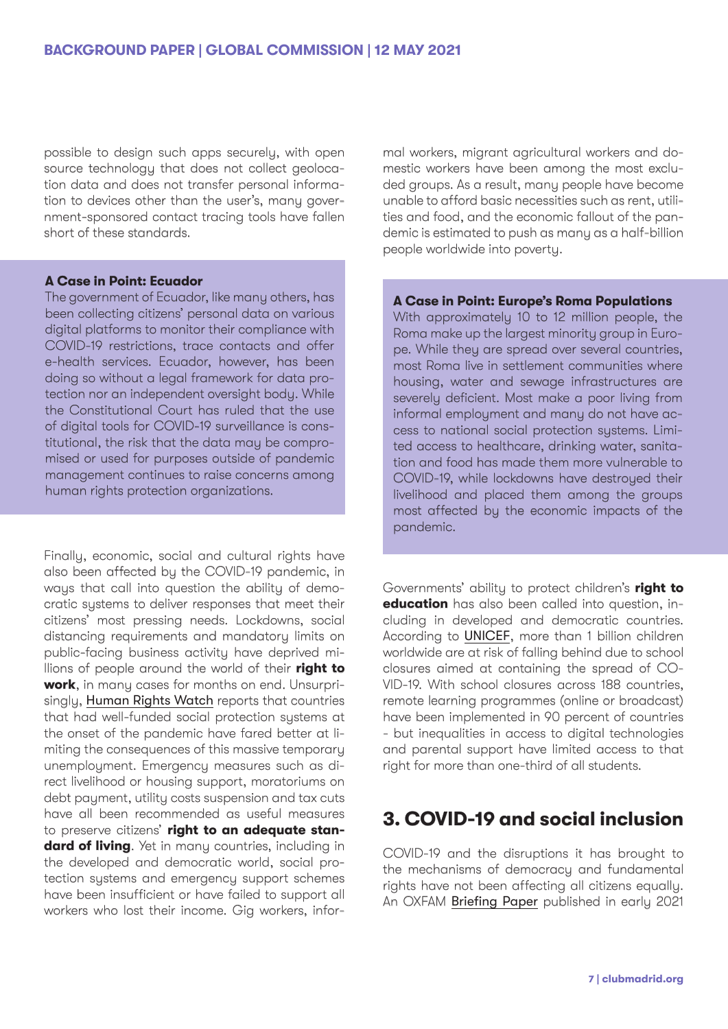possible to design such apps securely, with open source technology that does not collect geolocation data and does not transfer personal information to devices other than the user's, many government-sponsored contact tracing tools have fallen short of these standards.

**A Case in Point: Ecuador**

The government of Ecuador, like many others, has been collecting citizens' personal data on various digital platforms to monitor their compliance with COVID-19 restrictions, trace contacts and offer e-health services. Ecuador, however, has been doing so without a legal framework for data protection nor an independent oversight body. While the Constitutional Court has ruled that the use of digital tools for COVID-19 surveillance is constitutional, the risk that the data may be compromised or used for purposes outside of pandemic management continues to raise concerns among human rights protection organizations.

Finally, economic, social and cultural rights have also been affected by the COVID-19 pandemic, in ways that call into question the ability of democratic systems to deliver responses that meet their citizens' most pressing needs. Lockdowns, social distancing requirements and mandatory limits on public-facing business activity have deprived millions of people around the world of their **right to work**, in many cases for months on end. Unsurprisingly, Human Rights Watch reports that countries that had well-funded social protection systems at the onset of the pandemic have fared better at limiting the consequences of this massive temporary unemployment. Emergency measures such as direct livelihood or housing support, moratoriums on debt payment, utility costs suspension and tax cuts have all been recommended as useful measures to preserve citizens' **right to an adequate standard of living**. Yet in many countries, including in the developed and democratic world, social protection systems and emergency support schemes have been insufficient or have failed to support all workers who lost their income. Gig workers, informal workers, migrant agricultural workers and domestic workers have been among the most excluded groups. As a result, many people have become unable to afford basic necessities such as rent, utilities and food, and the economic fallout of the pandemic is estimated to push as many as a half-billion people worldwide into poverty.

**A Case in Point: Europe's Roma Populations**

With approximately 10 to 12 million people, the Roma make up the largest minority group in Europe. While they are spread over several countries, most Roma live in settlement communities where housing, water and sewage infrastructures are severely deficient. Most make a poor living from informal employment and many do not have access to national social protection systems. Limited access to healthcare, drinking water, sanitation and food has made them more vulnerable to COVID-19, while lockdowns have destroyed their livelihood and placed them among the groups most affected by the economic impacts of the pandemic.

Governments' ability to protect children's **right to education** has also been called into question, including in developed and democratic countries. According to UNICEF, more than 1 billion children worldwide are at risk of falling behind due to school closures aimed at containing the spread of COVID-19. With school closures across 188 countries, remote learning programmes (online or broadcast) have been implemented in 90 percent of countries - but inequalities in access to digital technologies and parental support have limited access to that right for more than one-third of all students.

## 3. COVID-19 and social inclusion

COVID-19 and the disruptions it has brought to the mechanisms of democracy and fundamental rights have not been affecting all citizens equally. An OXFAM Briefing Paper published in early 2021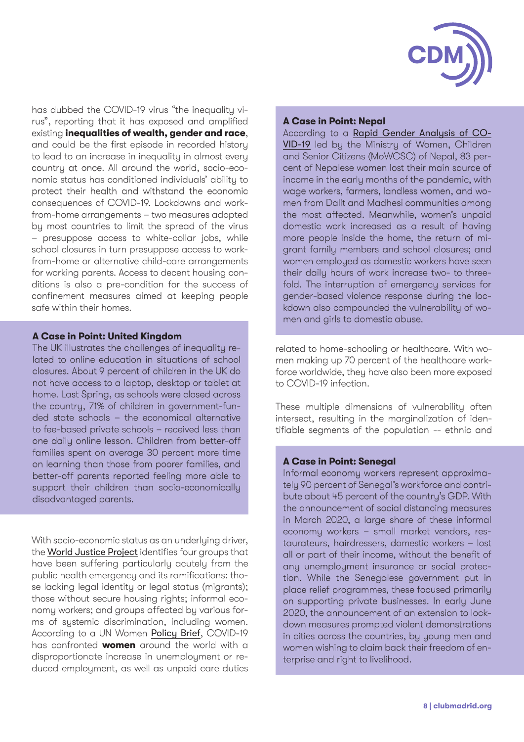has dubbed the COVID-19 virus "the inequality virus", reporting that it has exposed and amplified existing **inequalities of wealth, gender and race**, and could be the first episode in recorded history to lead to an increase in inequality in almost every country at once. All around the world, socio-economic status has conditioned individuals' ability to protect their health and withstand the economic consequences of COVID-19. Lockdowns and work-from-home arrangements – two measures adopted by most countries to limit the spread of the virus – presuppose access to white-collar jobs, while school closures in turn presuppose access to work-from-home or alternative child-care arrangements for working parents. Access to decent housing conditions is also a pre-condition for the success of confinement measures aimed at keeping people safe within their homes.

**A Case in Point: United Kingdom**

The UK illustrates the challenges of inequality related to online education in situations of school closures. About 9 percent of children in the UK do not have access to a laptop, desktop or tablet at home. Last Spring, as schools were closed across the country, 71% of children in government-funded state schools – the economical alternative to fee-based private schools – received less than one daily online lesson. Children from better-off families spent on average 30 percent more time on learning than those from poorer families, and better-off parents reported feeling more able to support their children than socio-economically disadvantaged parents.

With socio-economic status as an underlying driver, the World Justice Project identifies four groups that have been suffering particularly acutely from the public health emergency and its ramifications: those lacking legal identity or legal status (migrants); those without secure housing rights; informal economy workers; and groups affected by various forms of systemic discrimination, including women. According to a UN Women Policy Brief, COVID-19 has confronted **women** around the world with a disproportionate increase in unemployment or reduced employment, as well as unpaid care duties related to home-schooling or healthcare. With women making up 70 percent of the healthcare workforce worldwide, they have also been more exposed to COVID-19 infection.

**A Case in Point: Nepal**

According to a Rapid Gender Analysis of COVID-19 led by the Ministry of Women, Children and Senior Citizens (MoWCSC) of Nepal, 83 percent of Nepalese women lost their main source of income in the early months of the pandemic, with wage workers, farmers, landless women, and women from Dalit and Madhesi communities among the most affected. Meanwhile, women's unpaid domestic work increased as a result of having more people inside the home, the return of migrant family members and school closures; and women employed as domestic workers have seen their daily hours of work increase two- to three-fold. The interruption of emergency services for gender-based violence response during the lockdown also compounded the vulnerability of women and girls to domestic abuse.

These multiple dimensions of vulnerability often intersect, resulting in the marginalization of identifiable segments of the population -- ethnic and

**A Case in Point: Senegal**

Informal economy workers represent approximately 90 percent of Senegal's workforce and contribute about 45 percent of the country's GDP. With the announcement of social distancing measures in March 2020, a large share of these informal economy workers – small market vendors, restaurateurs, hairdressers, domestic workers – lost all or part of their income, without the benefit of any unemployment insurance or social protection. While the Senegalese government put in place relief programmes, these focused primarily on supporting private businesses. In early June 2020, the announcement of an extension to lockdown measures prompted violent demonstrations in cities across the countries, by young men and women wishing to claim back their freedom of enterprise and right to livelihood.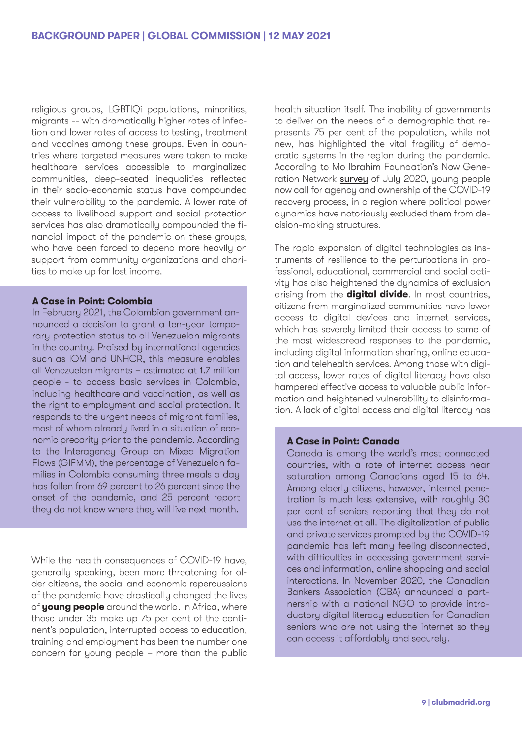religious groups, LGBTIQi populations, minorities, migrants -- with dramatically higher rates of infection and lower rates of access to testing, treatment and vaccines among these groups. Even in countries where targeted measures were taken to make healthcare services accessible to marginalized communities, deep-seated inequalities reflected in their socio-economic status have compounded their vulnerability to the pandemic. A lower rate of access to livelihood support and social protection services has also dramatically compounded the financial impact of the pandemic on these groups, who have been forced to depend more heavily on support from community organizations and charities to make up for lost income.

**A Case in Point: Colombia**

In February 2021, the Colombian government announced a decision to grant a ten-year temporary protection status to all Venezuelan migrants in the country. Praised by international agencies such as IOM and UNHCR, this measure enables all Venezuelan migrants – estimated at 1.7 million people - to access basic services in Colombia, including healthcare and vaccination, as well as the right to employment and social protection. It responds to the urgent needs of migrant families, most of whom already lived in a situation of economic precarity prior to the pandemic. According to the Interagency Group on Mixed Migration Flows (GIFMM), the percentage of Venezuelan families in Colombia consuming three meals a day has fallen from 69 percent to 26 percent since the onset of the pandemic, and 25 percent report they do not know where they will live next month.

While the health consequences of COVID-19 have, generally speaking, been more threatening for older citizens, the social and economic repercussions of the pandemic have drastically changed the lives of **young people** around the world. In Africa, where those under 35 make up 75 per cent of the continent's population, interrupted access to education, training and employment has been the number one concern for young people – more than the public health situation itself. The inability of governments to deliver on the needs of a demographic that represents 75 per cent of the population, while not new, has highlighted the vital fragility of democratic systems in the region during the pandemic. According to Mo Ibrahim Foundation's Now Generation Network survey of July 2020, young people now call for agency and ownership of the COVID-19 recovery process, in a region where political power dynamics have notoriously excluded them from decision-making structures.

The rapid expansion of digital technologies as instruments of resilience to the perturbations in professional, educational, commercial and social activity has also heightened the dynamics of exclusion arising from the **digital divide**. In most countries, citizens from marginalized communities have lower access to digital devices and internet services, which has severely limited their access to some of the most widespread responses to the pandemic, including digital information sharing, online education and telehealth services. Among those with digital access, lower rates of digital literacy have also hampered effective access to valuable public information and heightened vulnerability to disinformation. A lack of digital access and digital literacy has

**A Case in Point: Canada**

Canada is among the world's most connected countries, with a rate of internet access near saturation among Canadians aged 15 to 64. Among elderly citizens, however, internet penetration is much less extensive, with roughly 30 per cent of seniors reporting that they do not use the internet at all. The digitalization of public and private services prompted by the COVID-19 pandemic has left many feeling disconnected, with difficulties in accessing government services and information, online shopping and social interactions. In November 2020, the Canadian Bankers Association (CBA) announced a partnership with a national NGO to provide introductory digital literacy education for Canadian seniors who are not using the internet so they can access it affordably and securely.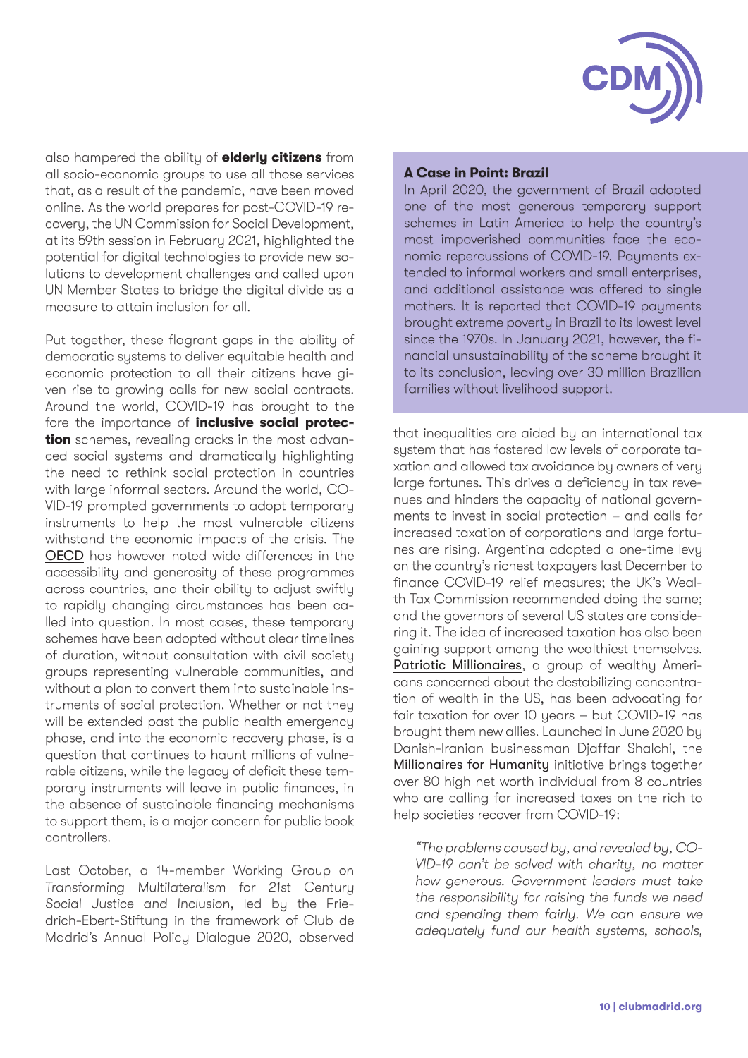also hampered the ability of **elderly citizens** from all socio-economic groups to use all those services that, as a result of the pandemic, have been moved online. As the world prepares for post-COVID-19 recovery, the UN Commission for Social Development, at its 59th session in February 2021, highlighted the potential for digital technologies to provide new solutions to development challenges and called upon UN Member States to bridge the digital divide as a measure to attain inclusion for all.

Put together, these flagrant gaps in the ability of democratic systems to deliver equitable health and economic protection to all their citizens have given rise to growing calls for new social contracts. Around the world, COVID-19 has brought to the fore the importance of **inclusive social protection** schemes, revealing cracks in the most advanced social systems and dramatically highlighting the need to rethink social protection in countries with large informal sectors. Around the world, COVID-19 prompted governments to adopt temporary instruments to help the most vulnerable citizens withstand the economic impacts of the crisis. The OECD has however noted wide differences in the accessibility and generosity of these programmes across countries, and their ability to adjust swiftly to rapidly changing circumstances has been called into question. In most cases, these temporary schemes have been adopted without clear timelines of duration, without consultation with civil society groups representing vulnerable communities, and without a plan to convert them into sustainable instruments of social protection. Whether or not they will be extended past the public health emergency phase, and into the economic recovery phase, is a question that continues to haunt millions of vulnerable citizens, while the legacy of deficit these temporary instruments will leave in public finances, in the absence of sustainable financing mechanisms to support them, is a major concern for public book controllers.

Last October, a 14-member Working Group on Transforming Multilateralism for 21st Century Social Justice and Inclusion, led by the Friedrich-Ebert-Stiftung in the framework of Club de Madrid's Annual Policy Dialogue 2020, observed that inequalities are aided by an international tax system that has fostered low levels of corporate taxation and allowed tax avoidance by owners of very large fortunes. This drives a deficiency in tax revenues and hinders the capacity of national governments to invest in social protection – and calls for increased taxation of corporations and large fortunes are rising. Argentina adopted a one-time levy on the country's richest taxpayers last December to finance COVID-19 relief measures; the UK's Wealth Tax Commission recommended doing the same; and the governors of several US states are considering it. The idea of increased taxation has also been gaining support among the wealthiest themselves. Patriotic Millionaires, a group of wealthy Americans concerned about the destabilizing concentration of wealth in the US, has been advocating for fair taxation for over 10 years – but COVID-19 has brought them new allies. Launched in June 2020 by Danish-Iranian businessman Djaffar Shalchi, the Millionaires for Humanity initiative brings together over 80 high net worth individual from 8 countries who are calling for increased taxes on the rich to help societies recover from COVID-19:

> *"The problems caused by, and revealed by, COVID-19 can't be solved with charity, no matter how generous. Government leaders must take the responsibility for raising the funds we need and spending them fairly. We can ensure we adequately fund our health systems, schools,*

> **A Case in Point: Brazil**
>
> In April 2020, the government of Brazil adopted one of the most generous temporary support schemes in Latin America to help the country's most impoverished communities face the economic repercussions of COVID-19. Payments extended to informal workers and small enterprises, and additional assistance was offered to single mothers. It is reported that COVID-19 payments brought extreme poverty in Brazil to its lowest level since the 1970s. In January 2021, however, the financial unsustainability of the scheme brought it to its conclusion, leaving over 30 million Brazilian families without livelihood support.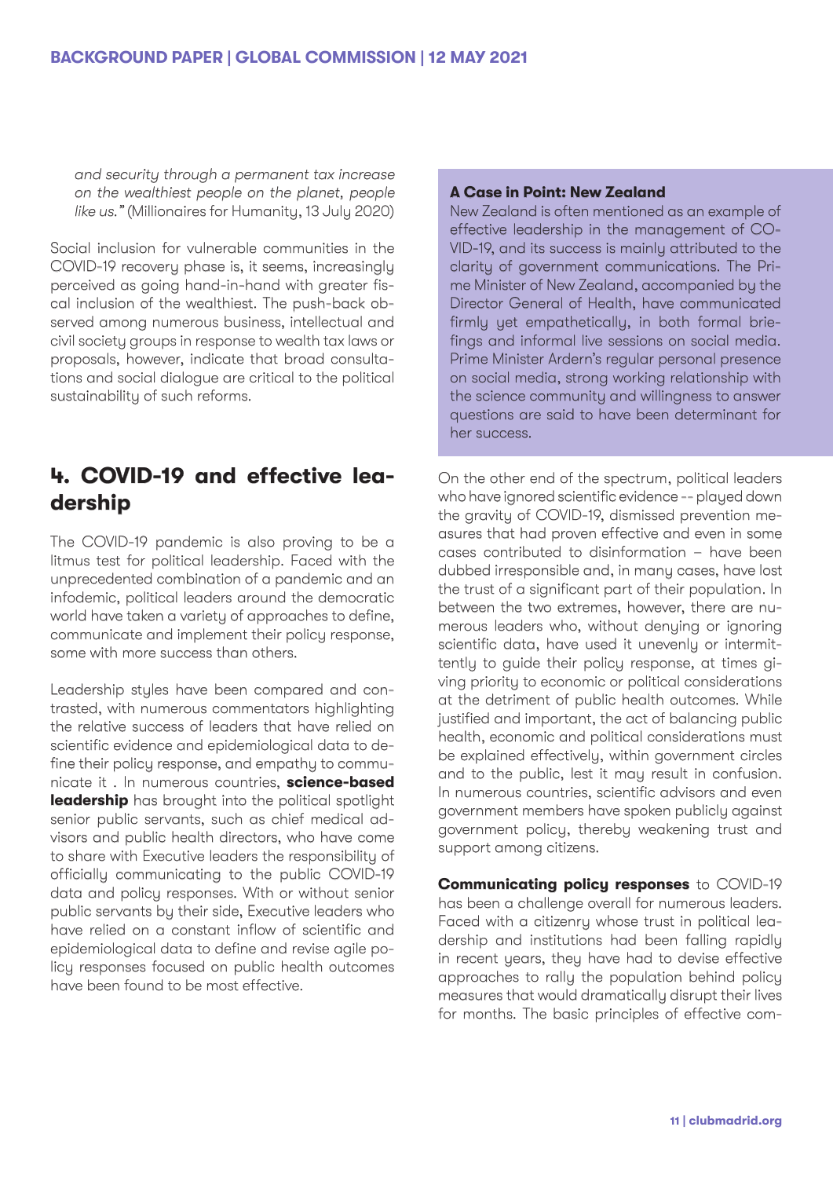*and security through a permanent tax increase on the wealthiest people on the planet, people like us."* (Millionaires for Humanity, 13 July 2020)

Social inclusion for vulnerable communities in the COVID-19 recovery phase is, it seems, increasingly perceived as going hand-in-hand with greater fiscal inclusion of the wealthiest. The push-back observed among numerous business, intellectual and civil society groups in response to wealth tax laws or proposals, however, indicate that broad consultations and social dialogue are critical to the political sustainability of such reforms.

## 4. COVID-19 and effective leadership

The COVID-19 pandemic is also proving to be a litmus test for political leadership. Faced with the unprecedented combination of a pandemic and an infodemic, political leaders around the democratic world have taken a variety of approaches to define, communicate and implement their policy response, some with more success than others.

Leadership styles have been compared and contrasted, with numerous commentators highlighting the relative success of leaders that have relied on scientific evidence and epidemiological data to define their policy response, and empathy to communicate it . In numerous countries, **science-based leadership** has brought into the political spotlight senior public servants, such as chief medical advisors and public health directors, who have come to share with Executive leaders the responsibility of officially communicating to the public COVID-19 data and policy responses. With or without senior public servants by their side, Executive leaders who have relied on a constant inflow of scientific and epidemiological data to define and revise agile policy responses focused on public health outcomes have been found to be most effective.

**A Case in Point: New Zealand**

New Zealand is often mentioned as an example of effective leadership in the management of COVID-19, and its success is mainly attributed to the clarity of government communications. The Prime Minister of New Zealand, accompanied by the Director General of Health, have communicated firmly yet empathetically, in both formal briefings and informal live sessions on social media. Prime Minister Ardern's regular personal presence on social media, strong working relationship with the science community and willingness to answer questions are said to have been determinant for her success.

On the other end of the spectrum, political leaders who have ignored scientific evidence -- played down the gravity of COVID-19, dismissed prevention measures that had proven effective and even in some cases contributed to disinformation – have been dubbed irresponsible and, in many cases, have lost the trust of a significant part of their population. In between the two extremes, however, there are numerous leaders who, without denying or ignoring scientific data, have used it unevenly or intermittently to guide their policy response, at times giving priority to economic or political considerations at the detriment of public health outcomes. While justified and important, the act of balancing public health, economic and political considerations must be explained effectively, within government circles and to the public, lest it may result in confusion. In numerous countries, scientific advisors and even government members have spoken publicly against government policy, thereby weakening trust and support among citizens.

**Communicating policy responses** to COVID-19 has been a challenge overall for numerous leaders. Faced with a citizenry whose trust in political leadership and institutions had been falling rapidly in recent years, they have had to devise effective approaches to rally the population behind policy measures that would dramatically disrupt their lives for months. The basic principles of effective com-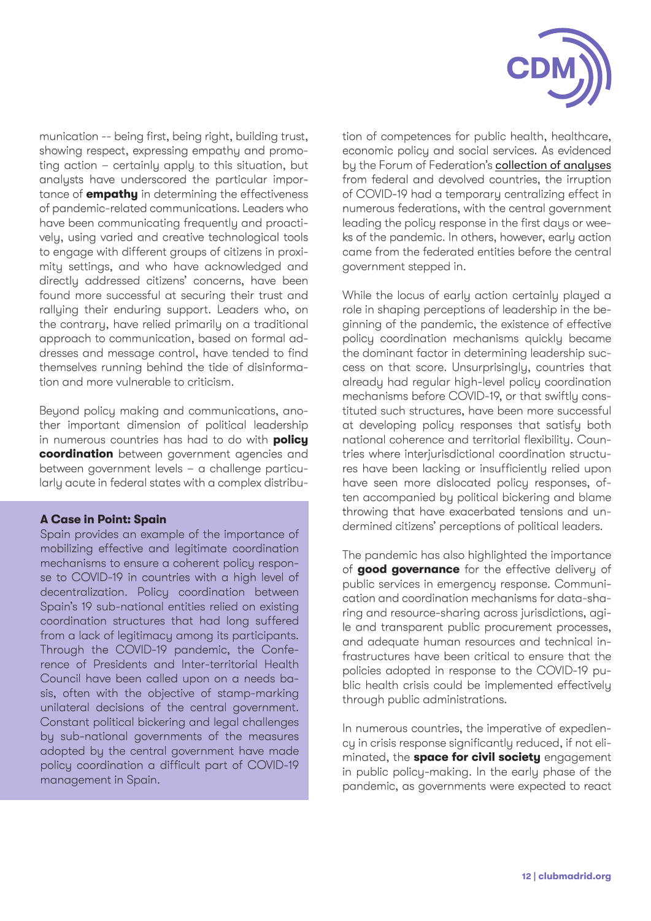munication -- being first, being right, building trust, showing respect, expressing empathy and promoting action – certainly apply to this situation, but analysts have underscored the particular importance of **empathy** in determining the effectiveness of pandemic-related communications. Leaders who have been communicating frequently and proactively, using varied and creative technological tools to engage with different groups of citizens in proximity settings, and who have acknowledged and directly addressed citizens' concerns, have been found more successful at securing their trust and rallying their enduring support. Leaders who, on the contrary, have relied primarily on a traditional approach to communication, based on formal addresses and message control, have tended to find themselves running behind the tide of disinformation and more vulnerable to criticism.

Beyond policy making and communications, another important dimension of political leadership in numerous countries has had to do with **policy coordination** between government agencies and between government levels – a challenge particularly acute in federal states with a complex distribution of competences for public health, healthcare, economic policy and social services. As evidenced by the Forum of Federation's collection of analyses from federal and devolved countries, the irruption of COVID-19 had a temporary centralizing effect in numerous federations, with the central government leading the policy response in the first days or weeks of the pandemic. In others, however, early action came from the federated entities before the central government stepped in.

While the locus of early action certainly played a role in shaping perceptions of leadership in the beginning of the pandemic, the existence of effective policy coordination mechanisms quickly became the dominant factor in determining leadership success on that score. Unsurprisingly, countries that already had regular high-level policy coordination mechanisms before COVID-19, or that swiftly constituted such structures, have been more successful at developing policy responses that satisfy both national coherence and territorial flexibility. Countries where interjurisdictional coordination structures have been lacking or insufficiently relied upon have seen more dislocated policy responses, often accompanied by political bickering and blame throwing that have exacerbated tensions and undermined citizens' perceptions of political leaders.

**A Case in Point: Spain**

Spain provides an example of the importance of mobilizing effective and legitimate coordination mechanisms to ensure a coherent policy response to COVID-19 in countries with a high level of decentralization. Policy coordination between Spain's 19 sub-national entities relied on existing coordination structures that had long suffered from a lack of legitimacy among its participants. Through the COVID-19 pandemic, the Conference of Presidents and Inter-territorial Health Council have been called upon on a needs basis, often with the objective of stamp-marking unilateral decisions of the central government. Constant political bickering and legal challenges by sub-national governments of the measures adopted by the central government have made policy coordination a difficult part of COVID-19 management in Spain.

The pandemic has also highlighted the importance of **good governance** for the effective delivery of public services in emergency response. Communication and coordination mechanisms for data-sharing and resource-sharing across jurisdictions, agile and transparent public procurement processes, and adequate human resources and technical infrastructures have been critical to ensure that the policies adopted in response to the COVID-19 public health crisis could be implemented effectively through public administrations.

In numerous countries, the imperative of expediency in crisis response significantly reduced, if not eliminated, the **space for civil society** engagement in public policy-making. In the early phase of the pandemic, as governments were expected to react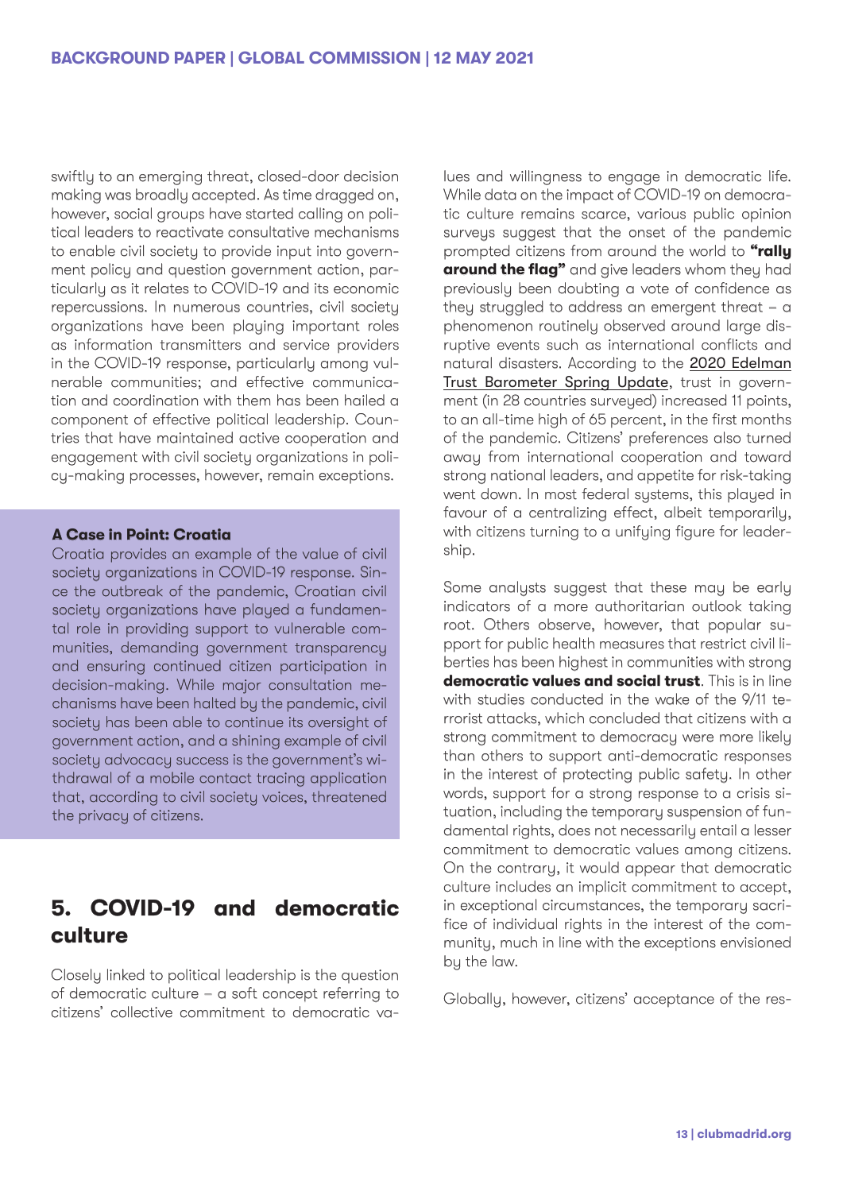swiftly to an emerging threat, closed-door decision making was broadly accepted. As time dragged on, however, social groups have started calling on political leaders to reactivate consultative mechanisms to enable civil society to provide input into government policy and question government action, particularly as it relates to COVID-19 and its economic repercussions. In numerous countries, civil society organizations have been playing important roles as information transmitters and service providers in the COVID-19 response, particularly among vulnerable communities; and effective communication and coordination with them has been hailed a component of effective political leadership. Countries that have maintained active cooperation and engagement with civil society organizations in policy-making processes, however, remain exceptions.

**A Case in Point: Croatia**

Croatia provides an example of the value of civil society organizations in COVID-19 response. Since the outbreak of the pandemic, Croatian civil society organizations have played a fundamental role in providing support to vulnerable communities, demanding government transparency and ensuring continued citizen participation in decision-making. While major consultation mechanisms have been halted by the pandemic, civil society has been able to continue its oversight of government action, and a shining example of civil society advocacy success is the government's withdrawal of a mobile contact tracing application that, according to civil society voices, threatened the privacy of citizens.

## 5. COVID-19 and democratic culture

Closely linked to political leadership is the question of democratic culture – a soft concept referring to citizens' collective commitment to democratic values and willingness to engage in democratic life. While data on the impact of COVID-19 on democratic culture remains scarce, various public opinion surveys suggest that the onset of the pandemic prompted citizens from around the world to **"rally around the flag"** and give leaders whom they had previously been doubting a vote of confidence as they struggled to address an emergent threat – a phenomenon routinely observed around large disruptive events such as international conflicts and natural disasters. According to the 2020 Edelman Trust Barometer Spring Update, trust in government (in 28 countries surveyed) increased 11 points, to an all-time high of 65 percent, in the first months of the pandemic. Citizens' preferences also turned away from international cooperation and toward strong national leaders, and appetite for risk-taking went down. In most federal systems, this played in favour of a centralizing effect, albeit temporarily, with citizens turning to a unifying figure for leadership.

Some analysts suggest that these may be early indicators of a more authoritarian outlook taking root. Others observe, however, that popular support for public health measures that restrict civil liberties has been highest in communities with strong **democratic values and social trust**. This is in line with studies conducted in the wake of the 9/11 terrorist attacks, which concluded that citizens with a strong commitment to democracy were more likely than others to support anti-democratic responses in the interest of protecting public safety. In other words, support for a strong response to a crisis situation, including the temporary suspension of fundamental rights, does not necessarily entail a lesser commitment to democratic values among citizens. On the contrary, it would appear that democratic culture includes an implicit commitment to accept, in exceptional circumstances, the temporary sacrifice of individual rights in the interest of the community, much in line with the exceptions envisioned by the law.

Globally, however, citizens' acceptance of the res-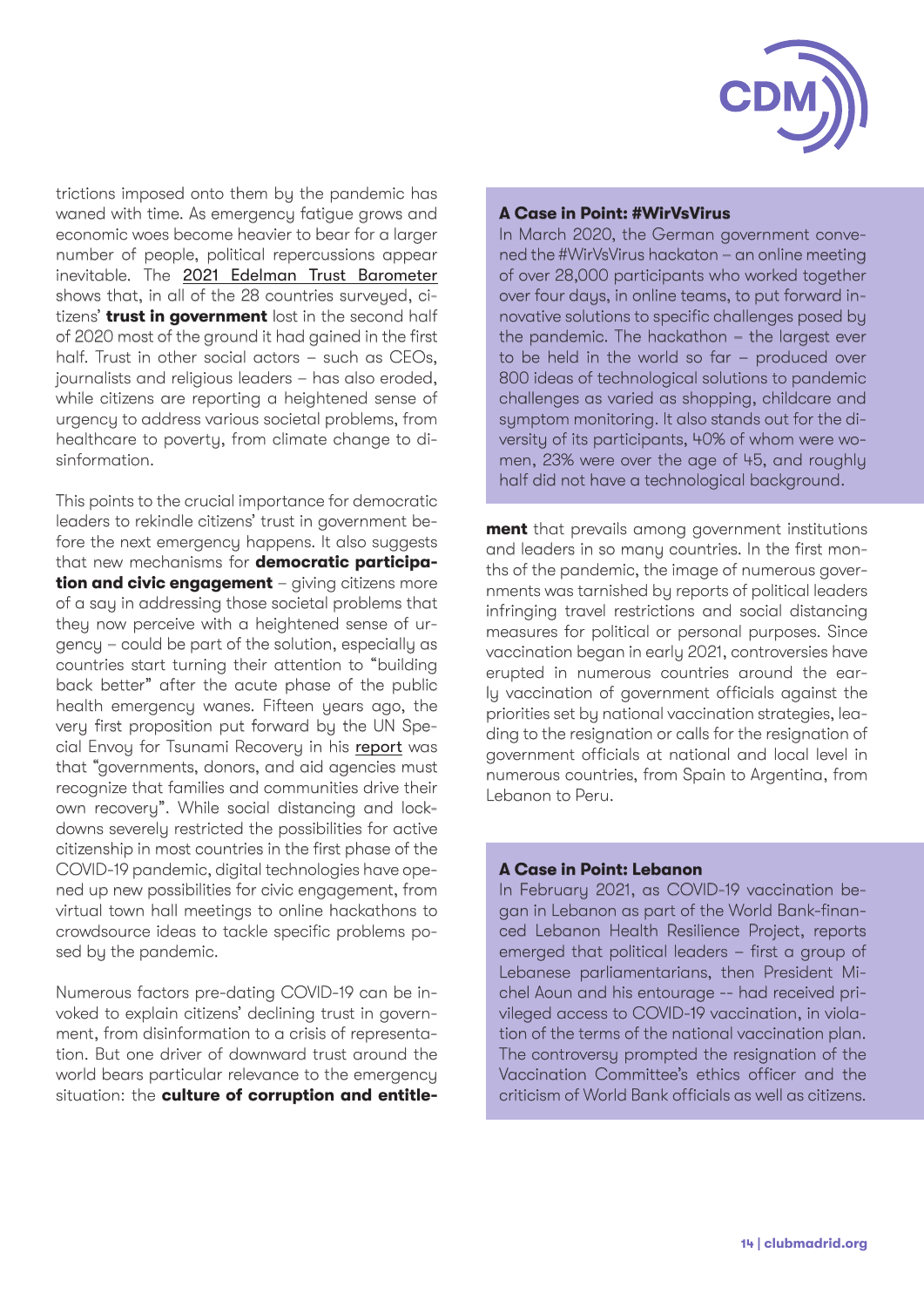trictions imposed onto them by the pandemic has waned with time. As emergency fatigue grows and economic woes become heavier to bear for a larger number of people, political repercussions appear inevitable. The 2021 Edelman Trust Barometer shows that, in all of the 28 countries surveyed, citizens' **trust in government** lost in the second half of 2020 most of the ground it had gained in the first half. Trust in other social actors – such as CEOs, journalists and religious leaders – has also eroded, while citizens are reporting a heightened sense of urgency to address various societal problems, from healthcare to poverty, from climate change to disinformation.

This points to the crucial importance for democratic leaders to rekindle citizens' trust in government before the next emergency happens. It also suggests that new mechanisms for **democratic participation and civic engagement** – giving citizens more of a say in addressing those societal problems that they now perceive with a heightened sense of urgency – could be part of the solution, especially as countries start turning their attention to "building back better" after the acute phase of the public health emergency wanes. Fifteen years ago, the very first proposition put forward by the UN Special Envoy for Tsunami Recovery in his report was that "governments, donors, and aid agencies must recognize that families and communities drive their own recovery". While social distancing and lockdowns severely restricted the possibilities for active citizenship in most countries in the first phase of the COVID-19 pandemic, digital technologies have opened up new possibilities for civic engagement, from virtual town hall meetings to online hackathons to crowdsource ideas to tackle specific problems posed by the pandemic.

Numerous factors pre-dating COVID-19 can be invoked to explain citizens' declining trust in government, from disinformation to a crisis of representation. But one driver of downward trust around the world bears particular relevance to the emergency situation: the **culture of corruption and entitlement** that prevails among government institutions and leaders in so many countries. In the first months of the pandemic, the image of numerous governments was tarnished by reports of political leaders infringing travel restrictions and social distancing measures for political or personal purposes. Since vaccination began in early 2021, controversies have erupted in numerous countries around the early vaccination of government officials against the priorities set by national vaccination strategies, leading to the resignation or calls for the resignation of government officials at national and local level in numerous countries, from Spain to Argentina, from Lebanon to Peru.

### A Case in Point: #WirVsVirus

In March 2020, the German government convened the #WirVsVirus hackaton – an online meeting of over 28,000 participants who worked together over four days, in online teams, to put forward innovative solutions to specific challenges posed by the pandemic. The hackathon – the largest ever to be held in the world so far – produced over 800 ideas of technological solutions to pandemic challenges as varied as shopping, childcare and symptom monitoring. It also stands out for the diversity of its participants, 40% of whom were women, 23% were over the age of 45, and roughly half did not have a technological background.

### A Case in Point: Lebanon

In February 2021, as COVID-19 vaccination began in Lebanon as part of the World Bank-financed Lebanon Health Resilience Project, reports emerged that political leaders – first a group of Lebanese parliamentarians, then President Michel Aoun and his entourage -- had received privileged access to COVID-19 vaccination, in violation of the terms of the national vaccination plan. The controversy prompted the resignation of the Vaccination Committee's ethics officer and the criticism of World Bank officials as well as citizens.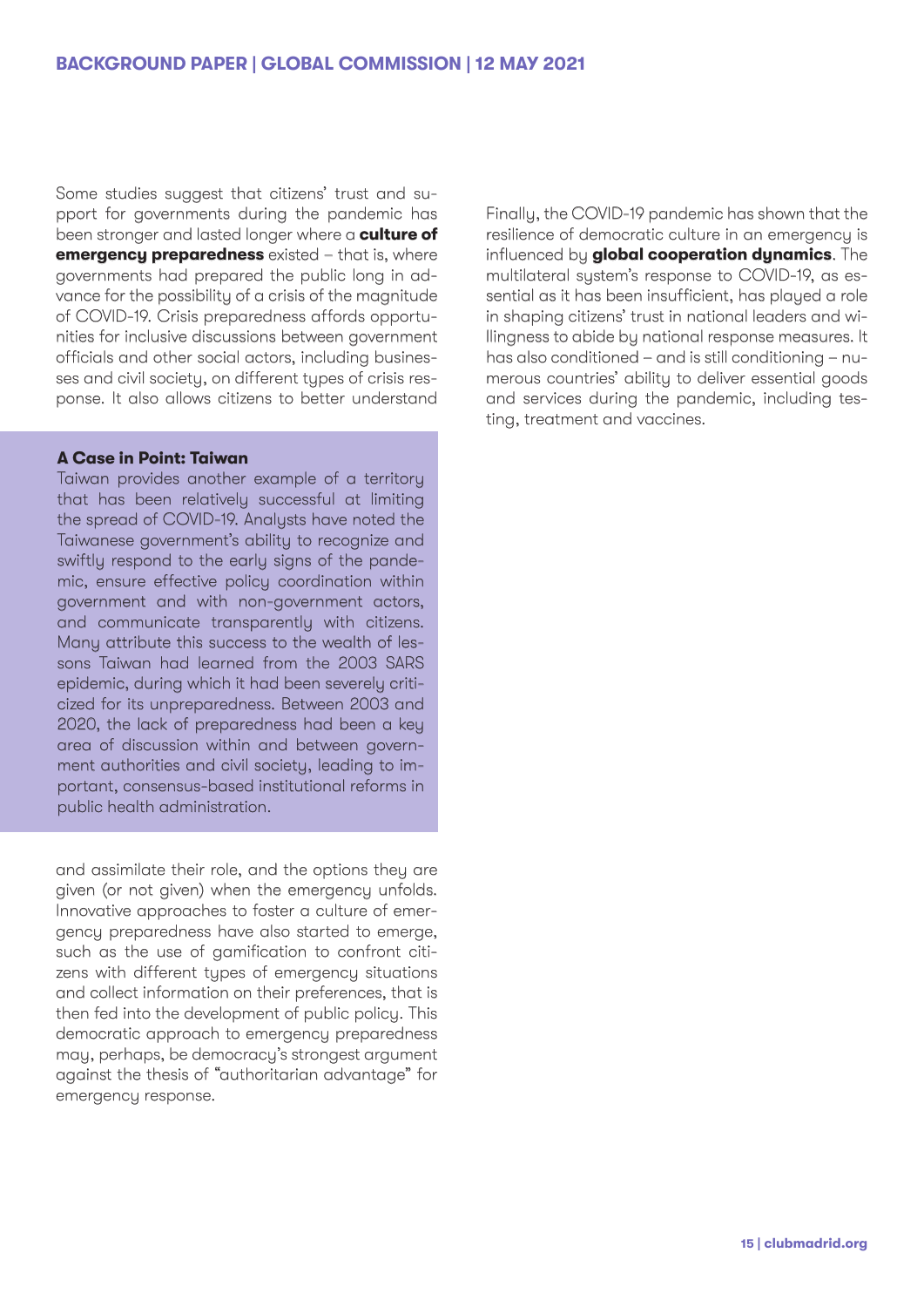Some studies suggest that citizens' trust and support for governments during the pandemic has been stronger and lasted longer where a **culture of emergency preparedness** existed – that is, where governments had prepared the public long in advance for the possibility of a crisis of the magnitude of COVID-19. Crisis preparedness affords opportunities for inclusive discussions between government officials and other social actors, including businesses and civil society, on different types of crisis response. It also allows citizens to better understand and assimilate their role, and the options they are given (or not given) when the emergency unfolds. Innovative approaches to foster a culture of emergency preparedness have also started to emerge, such as the use of gamification to confront citizens with different types of emergency situations and collect information on their preferences, that is then fed into the development of public policy. This democratic approach to emergency preparedness may, perhaps, be democracy's strongest argument against the thesis of "authoritarian advantage" for emergency response.

**A Case in Point: Taiwan**

Taiwan provides another example of a territory that has been relatively successful at limiting the spread of COVID-19. Analysts have noted the Taiwanese government's ability to recognize and swiftly respond to the early signs of the pandemic, ensure effective policy coordination within government and with non-government actors, and communicate transparently with citizens. Many attribute this success to the wealth of lessons Taiwan had learned from the 2003 SARS epidemic, during which it had been severely criticized for its unpreparedness. Between 2003 and 2020, the lack of preparedness had been a key area of discussion within and between government authorities and civil society, leading to important, consensus-based institutional reforms in public health administration.

Finally, the COVID-19 pandemic has shown that the resilience of democratic culture in an emergency is influenced by **global cooperation dynamics**. The multilateral system's response to COVID-19, as essential as it has been insufficient, has played a role in shaping citizens' trust in national leaders and willingness to abide by national response measures. It has also conditioned – and is still conditioning – numerous countries' ability to deliver essential goods and services during the pandemic, including testing, treatment and vaccines.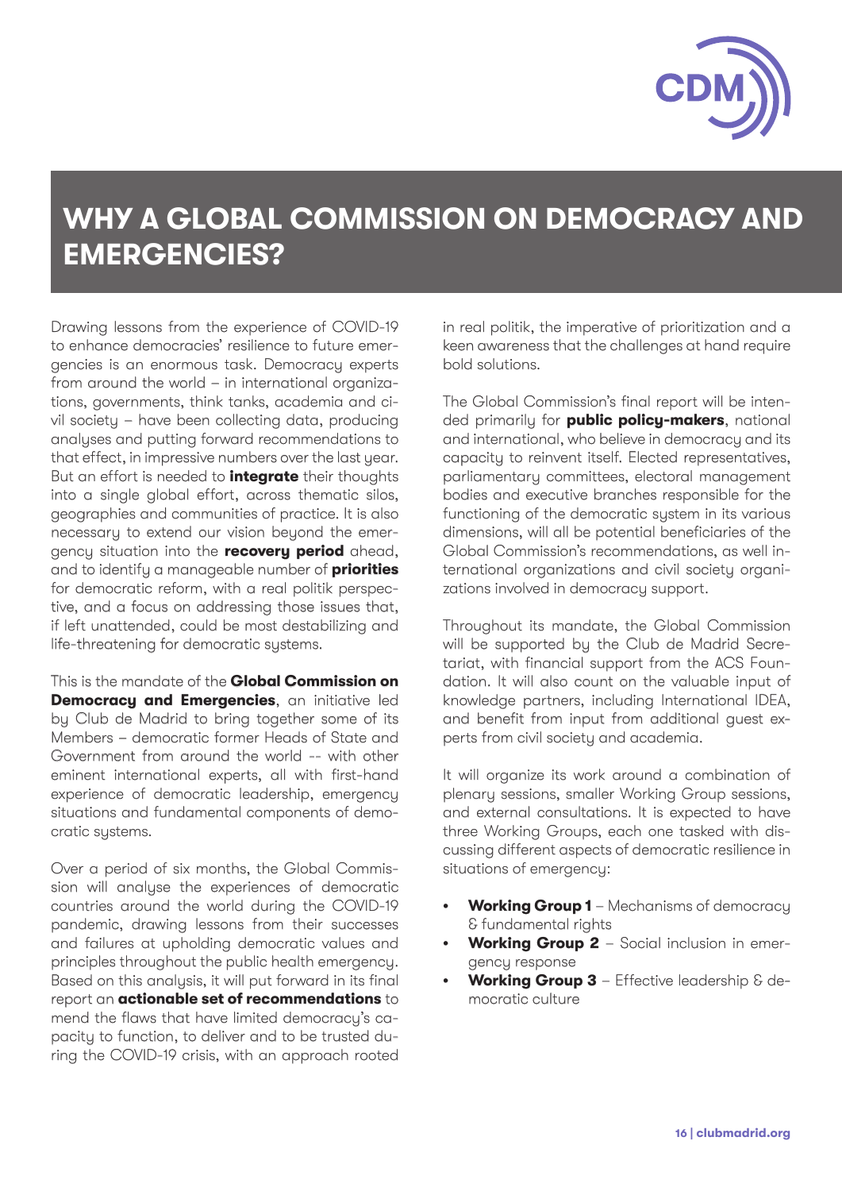# WHY A GLOBAL COMMISSION ON DEMOCRACY AND EMERGENCIES?

Drawing lessons from the experience of COVID-19 to enhance democracies' resilience to future emergencies is an enormous task. Democracy experts from around the world – in international organizations, governments, think tanks, academia and civil society – have been collecting data, producing analyses and putting forward recommendations to that effect, in impressive numbers over the last year. But an effort is needed to **integrate** their thoughts into a single global effort, across thematic silos, geographies and communities of practice. It is also necessary to extend our vision beyond the emergency situation into the **recovery period** ahead, and to identify a manageable number of **priorities** for democratic reform, with a real politik perspective, and a focus on addressing those issues that, if left unattended, could be most destabilizing and life-threatening for democratic systems.

This is the mandate of the **Global Commission on Democracy and Emergencies**, an initiative led by Club de Madrid to bring together some of its Members – democratic former Heads of State and Government from around the world -- with other eminent international experts, all with first-hand experience of democratic leadership, emergency situations and fundamental components of democratic systems.

Over a period of six months, the Global Commission will analyse the experiences of democratic countries around the world during the COVID-19 pandemic, drawing lessons from their successes and failures at upholding democratic values and principles throughout the public health emergency. Based on this analysis, it will put forward in its final report an **actionable set of recommendations** to mend the flaws that have limited democracy's capacity to function, to deliver and to be trusted during the COVID-19 crisis, with an approach rooted in real politik, the imperative of prioritization and a keen awareness that the challenges at hand require bold solutions.

The Global Commission's final report will be intended primarily for **public policy-makers**, national and international, who believe in democracy and its capacity to reinvent itself. Elected representatives, parliamentary committees, electoral management bodies and executive branches responsible for the functioning of the democratic system in its various dimensions, will all be potential beneficiaries of the Global Commission's recommendations, as well international organizations and civil society organizations involved in democracy support.

Throughout its mandate, the Global Commission will be supported by the Club de Madrid Secretariat, with financial support from the ACS Foundation. It will also count on the valuable input of knowledge partners, including International IDEA, and benefit from input from additional guest experts from civil society and academia.

It will organize its work around a combination of plenary sessions, smaller Working Group sessions, and external consultations. It is expected to have three Working Groups, each one tasked with discussing different aspects of democratic resilience in situations of emergency:

- **Working Group 1** – Mechanisms of democracy & fundamental rights
- **Working Group 2** – Social inclusion in emergency response
- **Working Group 3** – Effective leadership & democratic culture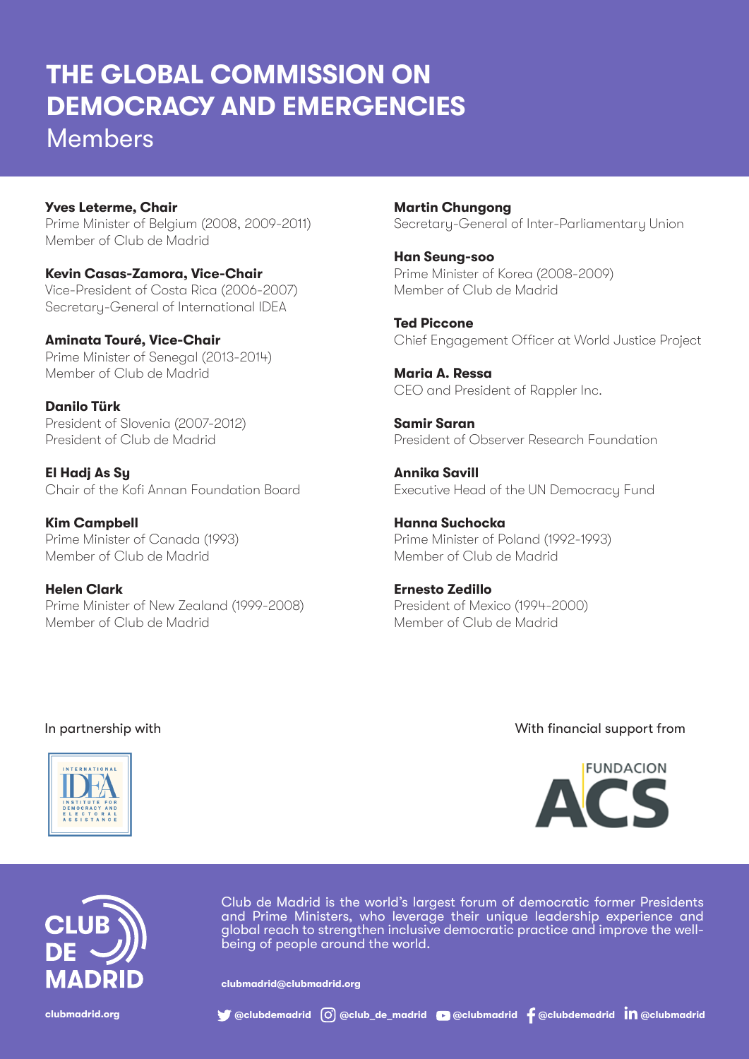# THE GLOBAL COMMISSION ON DEMOCRACY AND EMERGENCIES

## Members

**Yves Leterme, Chair**
Prime Minister of Belgium (2008, 2009-2011)
Member of Club de Madrid

**Kevin Casas-Zamora, Vice-Chair**
Vice-President of Costa Rica (2006-2007)
Secretary-General of International IDEA

**Aminata Touré, Vice-Chair**
Prime Minister of Senegal (2013-2014)
Member of Club de Madrid

**Danilo Türk**
President of Slovenia (2007-2012)
President of Club de Madrid

**El Hadj As Sy**
Chair of the Kofi Annan Foundation Board

**Kim Campbell**
Prime Minister of Canada (1993)
Member of Club de Madrid

**Helen Clark**
Prime Minister of New Zealand (1999-2008)
Member of Club de Madrid

**Martin Chungong**
Secretary-General of Inter-Parliamentary Union

**Han Seung-soo**
Prime Minister of Korea (2008-2009)
Member of Club de Madrid

**Ted Piccone**
Chief Engagement Officer at World Justice Project

**Maria A. Ressa**
CEO and President of Rappler Inc.

**Samir Saran**
President of Observer Research Foundation

**Annika Savill**
Executive Head of the UN Democracy Fund

**Hanna Suchocka**
Prime Minister of Poland (1992-1993)
Member of Club de Madrid

**Ernesto Zedillo**
President of Mexico (1994-2000)
Member of Club de Madrid

In partnership with

INTERNATIONAL IDEA
INSTITUTE FOR DEMOCRACY AND ELECTORAL ASSISTANCE

With financial support from

FUNDACION ACS

CLUB DE MADRID

Club de Madrid is the world's largest forum of democratic former Presidents and Prime Ministers, who leverage their unique leadership experience and global reach to strengthen inclusive democratic practice and improve the well-being of people around the world.

clubmadrid@clubmadrid.org

clubmadrid.org

@clubdemadrid @club_de_madrid @clubmadrid @clubdemadrid @clubmadrid